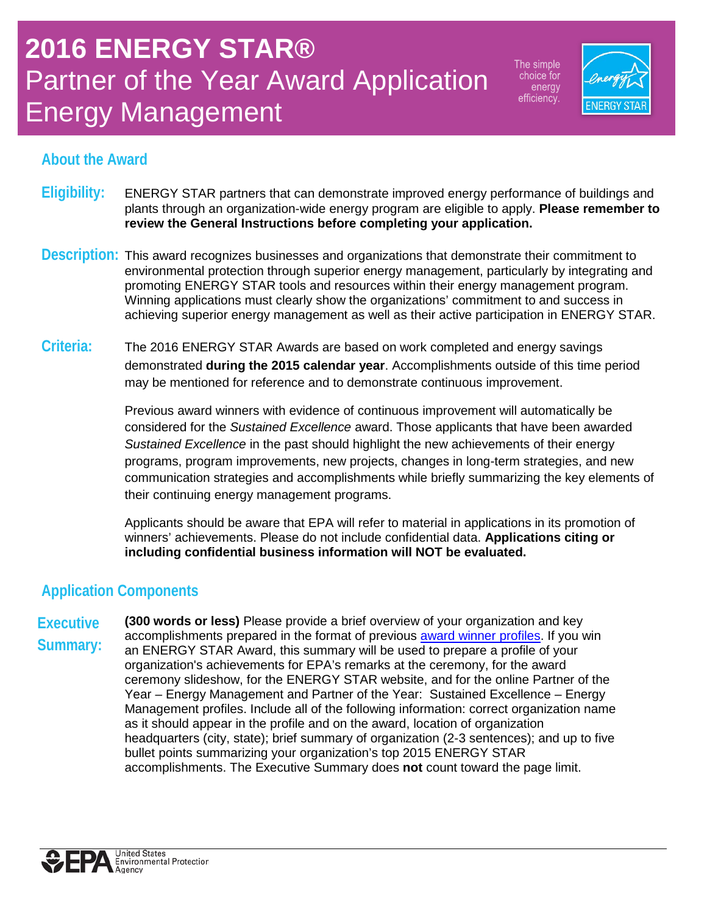# 2016 ENERGY STAR®
# Partner of the Year Award Application Energy Management

The simple choice for energy efficiency.

## About the Award

**Eligibility:** ENERGY STAR partners that can demonstrate improved energy performance of buildings and plants through an organization-wide energy program are eligible to apply. **Please remember to review the General Instructions before completing your application.**

**Description:** This award recognizes businesses and organizations that demonstrate their commitment to environmental protection through superior energy management, particularly by integrating and promoting ENERGY STAR tools and resources within their energy management program. Winning applications must clearly show the organizations' commitment to and success in achieving superior energy management as well as their active participation in ENERGY STAR.

**Criteria:** The 2016 ENERGY STAR Awards are based on work completed and energy savings demonstrated **during the 2015 calendar year**. Accomplishments outside of this time period may be mentioned for reference and to demonstrate continuous improvement.

Previous award winners with evidence of continuous improvement will automatically be considered for the *Sustained Excellence* award. Those applicants that have been awarded *Sustained Excellence* in the past should highlight the new achievements of their energy programs, program improvements, new projects, changes in long-term strategies, and new communication strategies and accomplishments while briefly summarizing the key elements of their continuing energy management programs.

Applicants should be aware that EPA will refer to material in applications in its promotion of winners' achievements. Please do not include confidential data. **Applications citing or including confidential business information will NOT be evaluated.**

## Application Components

**Executive Summary:** **(300 words or less)** Please provide a brief overview of your organization and key accomplishments prepared in the format of previous award winner profiles. If you win an ENERGY STAR Award, this summary will be used to prepare a profile of your organization's achievements for EPA's remarks at the ceremony, for the award ceremony slideshow, for the ENERGY STAR website, and for the online Partner of the Year – Energy Management and Partner of the Year: Sustained Excellence – Energy Management profiles. Include all of the following information: correct organization name as it should appear in the profile and on the award, location of organization headquarters (city, state); brief summary of organization (2-3 sentences); and up to five bullet points summarizing your organization's top 2015 ENERGY STAR accomplishments. The Executive Summary does **not** count toward the page limit.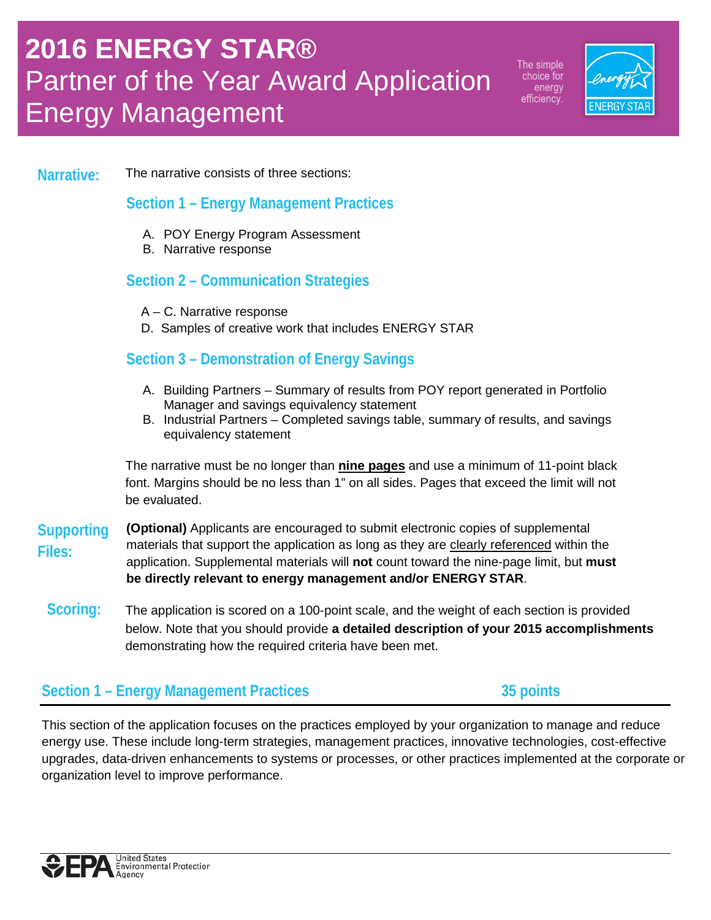# 2016 ENERGY STAR® Partner of the Year Award Application Energy Management

**Narrative:** The narrative consists of three sections:

### Section 1 – Energy Management Practices

A. POY Energy Program Assessment
B. Narrative response

### Section 2 – Communication Strategies

A – C. Narrative response
D. Samples of creative work that includes ENERGY STAR

### Section 3 – Demonstration of Energy Savings

A. Building Partners – Summary of results from POY report generated in Portfolio Manager and savings equivalency statement
B. Industrial Partners – Completed savings table, summary of results, and savings equivalency statement

The narrative must be no longer than **nine pages** and use a minimum of 11-point black font. Margins should be no less than 1" on all sides. Pages that exceed the limit will not be evaluated.

**Supporting Files:** **(Optional)** Applicants are encouraged to submit electronic copies of supplemental materials that support the application as long as they are clearly referenced within the application. Supplemental materials will **not** count toward the nine-page limit, but **must be directly relevant to energy management and/or ENERGY STAR**.

**Scoring:** The application is scored on a 100-point scale, and the weight of each section is provided below. Note that you should provide **a detailed description of your 2015 accomplishments** demonstrating how the required criteria have been met.

## Section 1 – Energy Management Practices — 35 points

This section of the application focuses on the practices employed by your organization to manage and reduce energy use. These include long-term strategies, management practices, innovative technologies, cost-effective upgrades, data-driven enhancements to systems or processes, or other practices implemented at the corporate or organization level to improve performance.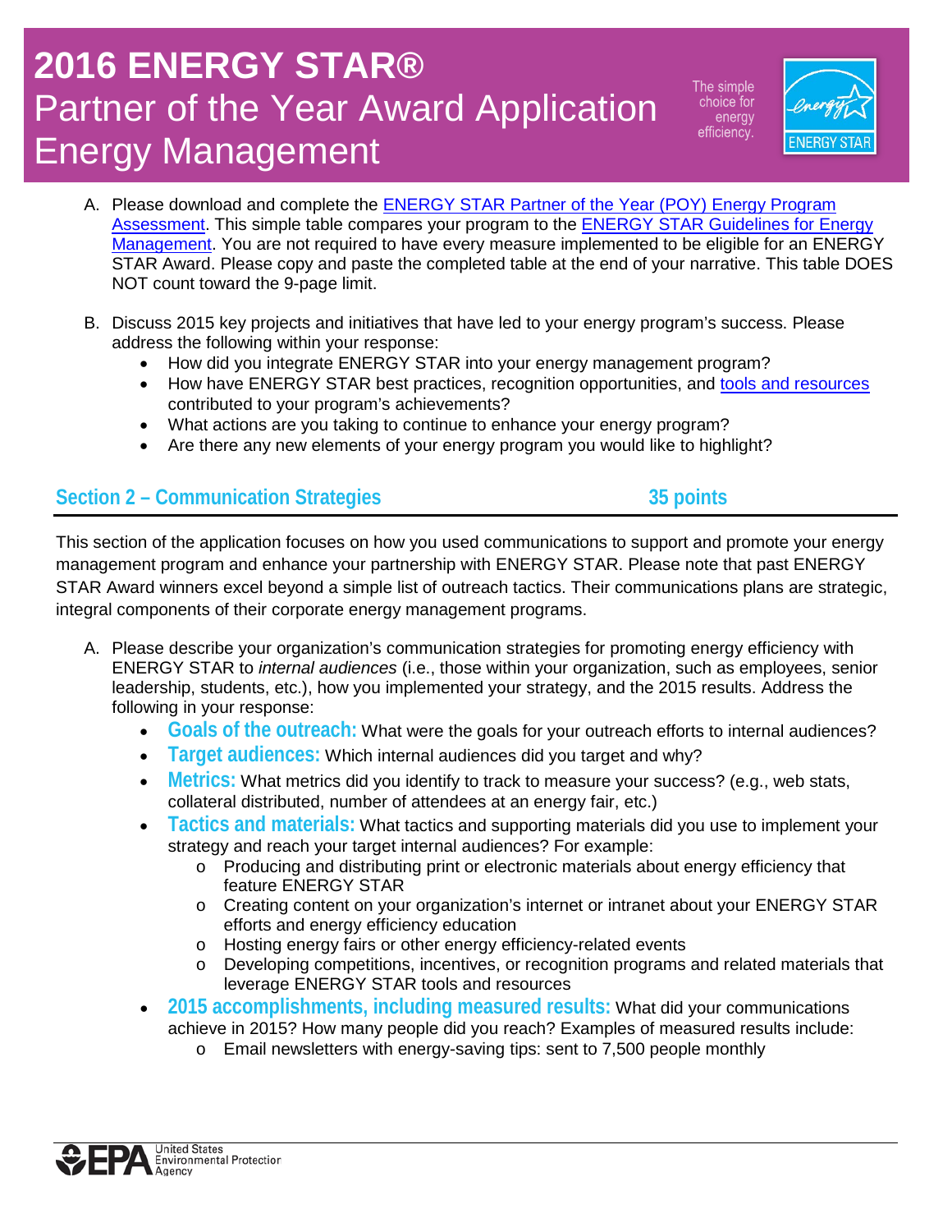# 2016 ENERGY STAR® Partner of the Year Award Application Energy Management

A. Please download and complete the ENERGY STAR Partner of the Year (POY) Energy Program Assessment. This simple table compares your program to the ENERGY STAR Guidelines for Energy Management. You are not required to have every measure implemented to be eligible for an ENERGY STAR Award. Please copy and paste the completed table at the end of your narrative. This table DOES NOT count toward the 9-page limit.

B. Discuss 2015 key projects and initiatives that have led to your energy program's success. Please address the following within your response:
   - How did you integrate ENERGY STAR into your energy management program?
   - How have ENERGY STAR best practices, recognition opportunities, and tools and resources contributed to your program's achievements?
   - What actions are you taking to continue to enhance your energy program?
   - Are there any new elements of your energy program you would like to highlight?

## Section 2 – Communication Strategies 35 points

This section of the application focuses on how you used communications to support and promote your energy management program and enhance your partnership with ENERGY STAR. Please note that past ENERGY STAR Award winners excel beyond a simple list of outreach tactics. Their communications plans are strategic, integral components of their corporate energy management programs.

A. Please describe your organization's communication strategies for promoting energy efficiency with ENERGY STAR to *internal audiences* (i.e., those within your organization, such as employees, senior leadership, students, etc.), how you implemented your strategy, and the 2015 results. Address the following in your response:
   - **Goals of the outreach:** What were the goals for your outreach efforts to internal audiences?
   - **Target audiences:** Which internal audiences did you target and why?
   - **Metrics:** What metrics did you identify to track to measure your success? (e.g., web stats, collateral distributed, number of attendees at an energy fair, etc.)
   - **Tactics and materials:** What tactics and supporting materials did you use to implement your strategy and reach your target internal audiences? For example:
     - Producing and distributing print or electronic materials about energy efficiency that feature ENERGY STAR
     - Creating content on your organization's internet or intranet about your ENERGY STAR efforts and energy efficiency education
     - Hosting energy fairs or other energy efficiency-related events
     - Developing competitions, incentives, or recognition programs and related materials that leverage ENERGY STAR tools and resources
   - **2015 accomplishments, including measured results:** What did your communications achieve in 2015? How many people did you reach? Examples of measured results include:
     - Email newsletters with energy-saving tips: sent to 7,500 people monthly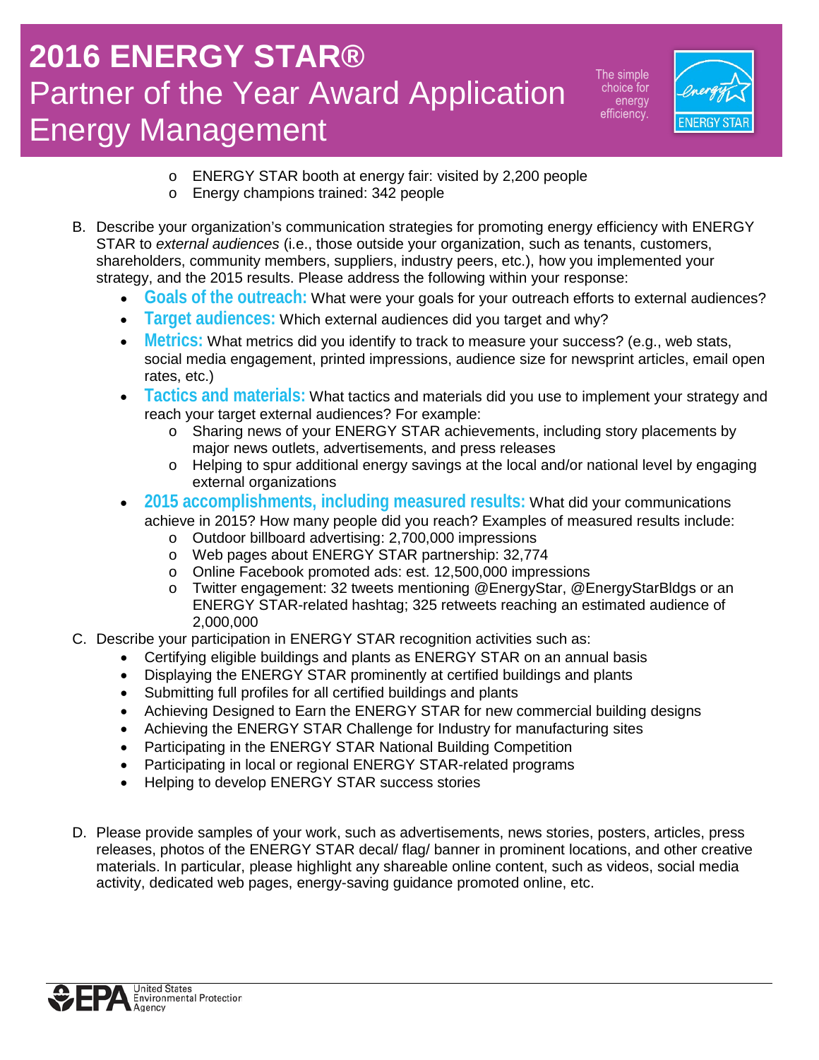- ENERGY STAR booth at energy fair: visited by 2,200 people
  - Energy champions trained: 342 people

B. Describe your organization's communication strategies for promoting energy efficiency with ENERGY STAR to *external audiences* (i.e., those outside your organization, such as tenants, customers, shareholders, community members, suppliers, industry peers, etc.), how you implemented your strategy, and the 2015 results. Please address the following within your response:

- **Goals of the outreach:** What were your goals for your outreach efforts to external audiences?
- **Target audiences:** Which external audiences did you target and why?
- **Metrics:** What metrics did you identify to track to measure your success? (e.g., web stats, social media engagement, printed impressions, audience size for newsprint articles, email open rates, etc.)
- **Tactics and materials:** What tactics and materials did you use to implement your strategy and reach your target external audiences? For example:
  - Sharing news of your ENERGY STAR achievements, including story placements by major news outlets, advertisements, and press releases
  - Helping to spur additional energy savings at the local and/or national level by engaging external organizations
- **2015 accomplishments, including measured results:** What did your communications achieve in 2015? How many people did you reach? Examples of measured results include:
  - Outdoor billboard advertising: 2,700,000 impressions
  - Web pages about ENERGY STAR partnership: 32,774
  - Online Facebook promoted ads: est. 12,500,000 impressions
  - Twitter engagement: 32 tweets mentioning @EnergyStar, @EnergyStarBldgs or an ENERGY STAR-related hashtag; 325 retweets reaching an estimated audience of 2,000,000

C. Describe your participation in ENERGY STAR recognition activities such as:

- Certifying eligible buildings and plants as ENERGY STAR on an annual basis
- Displaying the ENERGY STAR prominently at certified buildings and plants
- Submitting full profiles for all certified buildings and plants
- Achieving Designed to Earn the ENERGY STAR for new commercial building designs
- Achieving the ENERGY STAR Challenge for Industry for manufacturing sites
- Participating in the ENERGY STAR National Building Competition
- Participating in local or regional ENERGY STAR-related programs
- Helping to develop ENERGY STAR success stories

D. Please provide samples of your work, such as advertisements, news stories, posters, articles, press releases, photos of the ENERGY STAR decal/ flag/ banner in prominent locations, and other creative materials. In particular, please highlight any shareable online content, such as videos, social media activity, dedicated web pages, energy-saving guidance promoted online, etc.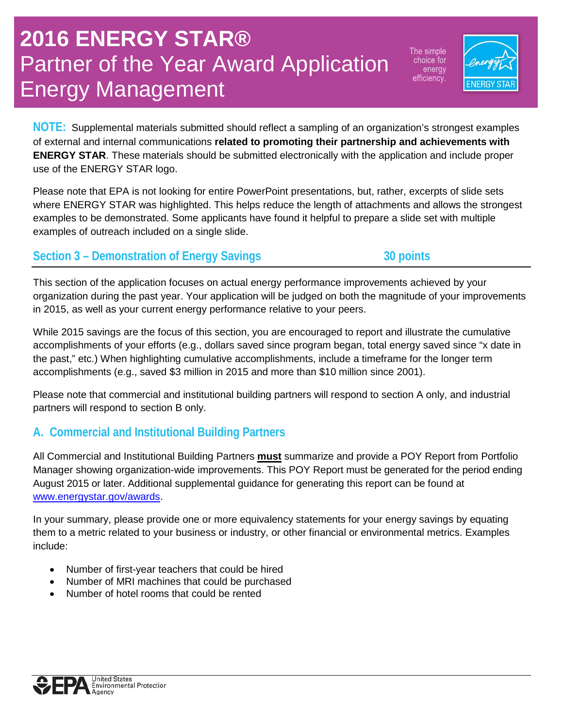# 2016 ENERGY STAR® Partner of the Year Award Application Energy Management

**NOTE:** Supplemental materials submitted should reflect a sampling of an organization's strongest examples of external and internal communications **related to promoting their partnership and achievements with ENERGY STAR**. These materials should be submitted electronically with the application and include proper use of the ENERGY STAR logo.

Please note that EPA is not looking for entire PowerPoint presentations, but, rather, excerpts of slide sets where ENERGY STAR was highlighted. This helps reduce the length of attachments and allows the strongest examples to be demonstrated. Some applicants have found it helpful to prepare a slide set with multiple examples of outreach included on a single slide.

## Section 3 – Demonstration of Energy Savings — 30 points

This section of the application focuses on actual energy performance improvements achieved by your organization during the past year. Your application will be judged on both the magnitude of your improvements in 2015, as well as your current energy performance relative to your peers.

While 2015 savings are the focus of this section, you are encouraged to report and illustrate the cumulative accomplishments of your efforts (e.g., dollars saved since program began, total energy saved since "x date in the past," etc.) When highlighting cumulative accomplishments, include a timeframe for the longer term accomplishments (e.g., saved $3 million in 2015 and more than $10 million since 2001).

Please note that commercial and institutional building partners will respond to section A only, and industrial partners will respond to section B only.

### A. Commercial and Institutional Building Partners

All Commercial and Institutional Building Partners **must** summarize and provide a POY Report from Portfolio Manager showing organization-wide improvements. This POY Report must be generated for the period ending August 2015 or later. Additional supplemental guidance for generating this report can be found at www.energystar.gov/awards.

In your summary, please provide one or more equivalency statements for your energy savings by equating them to a metric related to your business or industry, or other financial or environmental metrics. Examples include:

- Number of first-year teachers that could be hired
- Number of MRI machines that could be purchased
- Number of hotel rooms that could be rented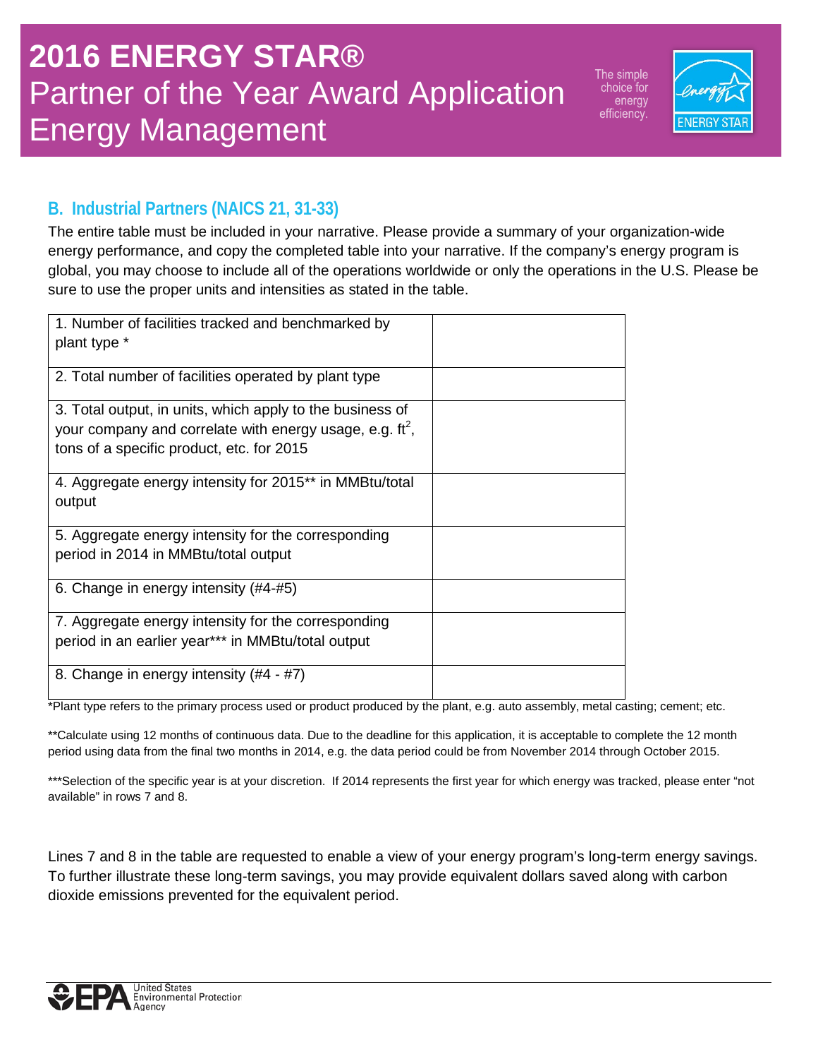# 2016 ENERGY STAR®
# Partner of the Year Award Application
# Energy Management

## B. Industrial Partners (NAICS 21, 31-33)

The entire table must be included in your narrative. Please provide a summary of your organization-wide energy performance, and copy the completed table into your narrative. If the company's energy program is global, you may choose to include all of the operations worldwide or only the operations in the U.S. Please be sure to use the proper units and intensities as stated in the table.

| | |
|---|---|
| 1. Number of facilities tracked and benchmarked by plant type * | |
| 2. Total number of facilities operated by plant type | |
| 3. Total output, in units, which apply to the business of your company and correlate with energy usage, e.g. $ft^2$, tons of a specific product, etc. for 2015 | |
| 4. Aggregate energy intensity for 2015** in MMBtu/total output | |
| 5. Aggregate energy intensity for the corresponding period in 2014 in MMBtu/total output | |
| 6. Change in energy intensity (#4-#5) | |
| 7. Aggregate energy intensity for the corresponding period in an earlier year*** in MMBtu/total output | |
| 8. Change in energy intensity (#4 - #7) | |

*Plant type refers to the primary process used or product produced by the plant, e.g. auto assembly, metal casting; cement; etc.

**Calculate using 12 months of continuous data. Due to the deadline for this application, it is acceptable to complete the 12 month period using data from the final two months in 2014, e.g. the data period could be from November 2014 through October 2015.

***Selection of the specific year is at your discretion. If 2014 represents the first year for which energy was tracked, please enter "not available" in rows 7 and 8.

Lines 7 and 8 in the table are requested to enable a view of your energy program's long-term energy savings. To further illustrate these long-term savings, you may provide equivalent dollars saved along with carbon dioxide emissions prevented for the equivalent period.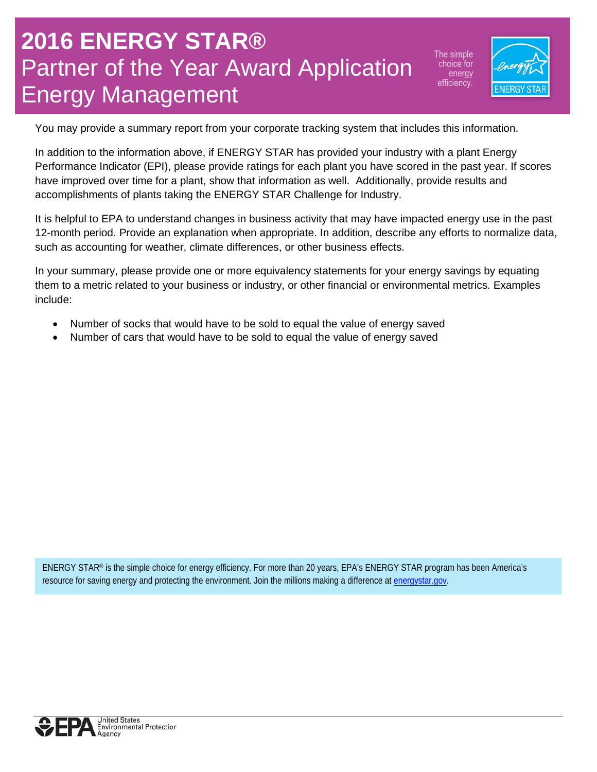# 2016 ENERGY STAR® Partner of the Year Award Application Energy Management

You may provide a summary report from your corporate tracking system that includes this information.

In addition to the information above, if ENERGY STAR has provided your industry with a plant Energy Performance Indicator (EPI), please provide ratings for each plant you have scored in the past year. If scores have improved over time for a plant, show that information as well. Additionally, provide results and accomplishments of plants taking the ENERGY STAR Challenge for Industry.

It is helpful to EPA to understand changes in business activity that may have impacted energy use in the past 12-month period. Provide an explanation when appropriate. In addition, describe any efforts to normalize data, such as accounting for weather, climate differences, or other business effects.

In your summary, please provide one or more equivalency statements for your energy savings by equating them to a metric related to your business or industry, or other financial or environmental metrics. Examples include:

- Number of socks that would have to be sold to equal the value of energy saved
- Number of cars that would have to be sold to equal the value of energy saved

ENERGY STAR® is the simple choice for energy efficiency. For more than 20 years, EPA's ENERGY STAR program has been America's resource for saving energy and protecting the environment. Join the millions making a difference at energystar.gov.